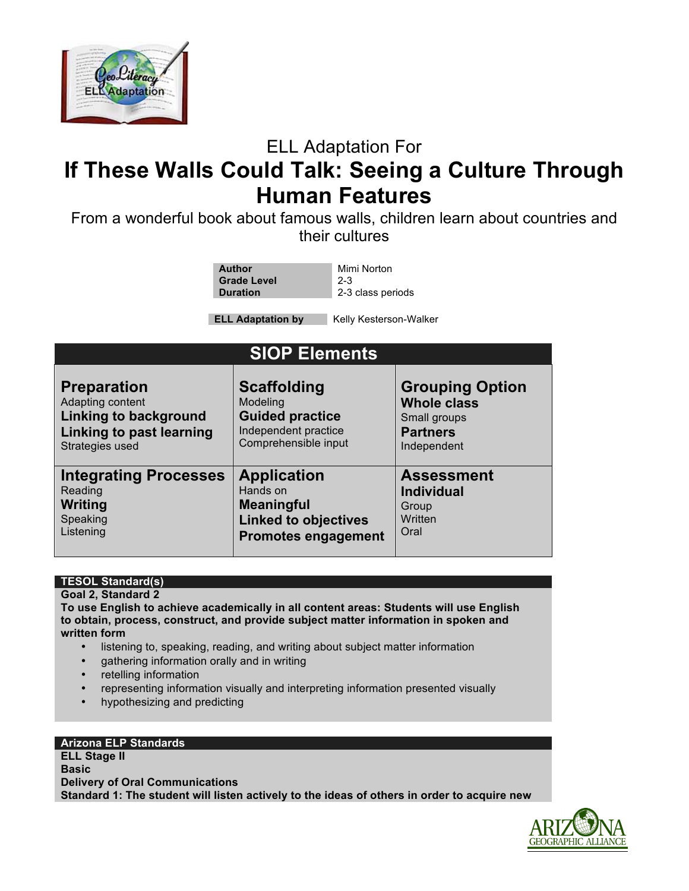ELL Adaptation For

# If These Walls Could Talk: Seeing a Culture Through Human Features

From a wonderful book about famous walls, children learn about countries and their cultures

| | |
|---|---|
| **Author** | Mimi Norton |
| **Grade Level** | 2-3 |
| **Duration** | 2-3 class periods |

| | |
|---|---|
| **ELL Adaptation by** | Kelly Kesterson-Walker |

## SIOP Elements

| | | |
|---|---|---|
| **Preparation**<br>Adapting content<br>**Linking to background**<br>**Linking to past learning**<br>Strategies used | **Scaffolding**<br>Modeling<br>**Guided practice**<br>Independent practice<br>Comprehensible input | **Grouping Option**<br>**Whole class**<br>Small groups<br>**Partners**<br>Independent |
| **Integrating Processes**<br>Reading<br>**Writing**<br>Speaking<br>Listening | **Application**<br>Hands on<br>**Meaningful**<br>**Linked to objectives**<br>**Promotes engagement** | **Assessment**<br>**Individual**<br>Group<br>Written<br>Oral |

### TESOL Standard(s)

**Goal 2, Standard 2**
**To use English to achieve academically in all content areas: Students will use English to obtain, process, construct, and provide subject matter information in spoken and written form**

- listening to, speaking, reading, and writing about subject matter information
- gathering information orally and in writing
- retelling information
- representing information visually and interpreting information presented visually
- hypothesizing and predicting

### Arizona ELP Standards

**ELL Stage II**
**Basic**
**Delivery of Oral Communications**
**Standard 1: The student will listen actively to the ideas of others in order to acquire new**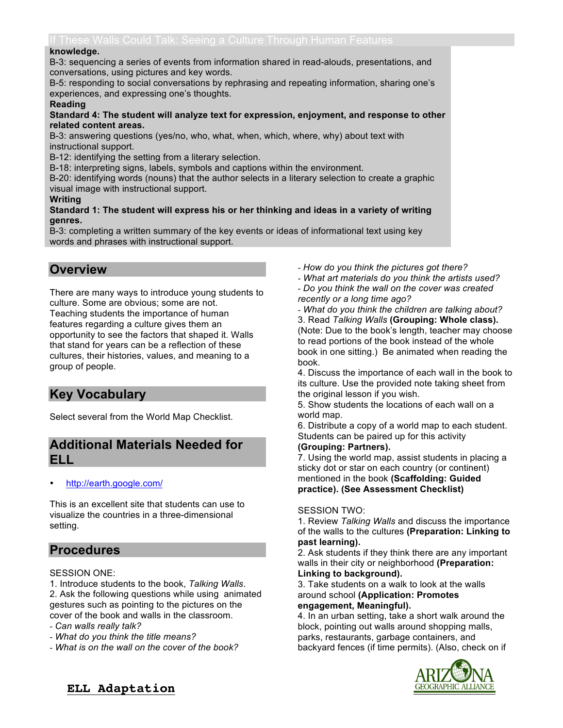knowledge.
B-3: sequencing a series of events from information shared in read-alouds, presentations, and conversations, using pictures and key words.
B-5: responding to social conversations by rephrasing and repeating information, sharing one's experiences, and expressing one's thoughts.

**Reading**

**Standard 4: The student will analyze text for expression, enjoyment, and response to other related content areas.**
B-3: answering questions (yes/no, who, what, when, which, where, why) about text with instructional support.
B-12: identifying the setting from a literary selection.
B-18: interpreting signs, labels, symbols and captions within the environment.
B-20: identifying words (nouns) that the author selects in a literary selection to create a graphic visual image with instructional support.

**Writing**

**Standard 1: The student will express his or her thinking and ideas in a variety of writing genres.**
B-3: completing a written summary of the key events or ideas of informational text using key words and phrases with instructional support.

## Overview

There are many ways to introduce young students to culture. Some are obvious; some are not. Teaching students the importance of human features regarding a culture gives them an opportunity to see the factors that shaped it. Walls that stand for years can be a reflection of these cultures, their histories, values, and meaning to a group of people.

## Key Vocabulary

Select several from the World Map Checklist.

## Additional Materials Needed for ELL

- http://earth.google.com/

This is an excellent site that students can use to visualize the countries in a three-dimensional setting.

## Procedures

SESSION ONE:

1. Introduce students to the book, *Talking Walls*.
2. Ask the following questions while using animated gestures such as pointing to the pictures on the cover of the book and walls in the classroom.
   - *Can walls really talk?*
   - *What do you think the title means?*
   - *What is on the wall on the cover of the book?*
   - *How do you think the pictures got there?*
   - *What art materials do you think the artists used?*
   - *Do you think the wall on the cover was created recently or a long time ago?*
   - *What do you think the children are talking about?*
3. Read *Talking Walls* **(Grouping: Whole class).** (Note: Due to the book's length, teacher may choose to read portions of the book instead of the whole book in one sitting.) Be animated when reading the book.
4. Discuss the importance of each wall in the book to its culture. Use the provided note taking sheet from the original lesson if you wish.
5. Show students the locations of each wall on a world map.
6. Distribute a copy of a world map to each student. Students can be paired up for this activity **(Grouping: Partners).**
7. Using the world map, assist students in placing a sticky dot or star on each country (or continent) mentioned in the book **(Scaffolding: Guided practice). (See Assessment Checklist)**

SESSION TWO:

1. Review *Talking Walls* and discuss the importance of the walls to the cultures **(Preparation: Linking to past learning).**
2. Ask students if they think there are any important walls in their city or neighborhood **(Preparation: Linking to background).**
3. Take students on a walk to look at the walls around school **(Application: Promotes engagement, Meaningful).**
4. In an urban setting, take a short walk around the block, pointing out walls around shopping malls, parks, restaurants, garbage containers, and backyard fences (if time permits). (Also, check on if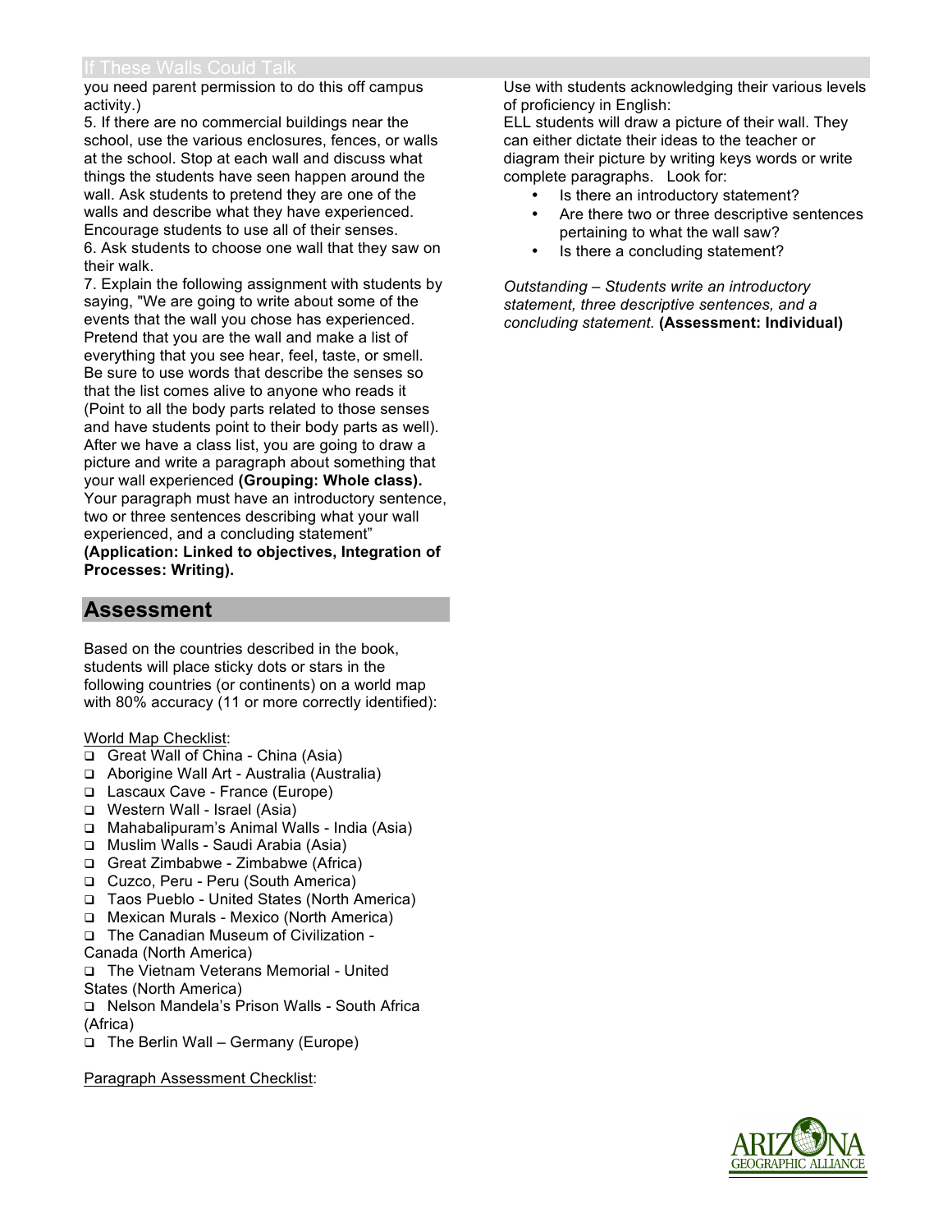you need parent permission to do this off campus activity.)

5. If there are no commercial buildings near the school, use the various enclosures, fences, or walls at the school. Stop at each wall and discuss what things the students have seen happen around the wall. Ask students to pretend they are one of the walls and describe what they have experienced. Encourage students to use all of their senses.

6. Ask students to choose one wall that they saw on their walk.

7. Explain the following assignment with students by saying, "We are going to write about some of the events that the wall you chose has experienced. Pretend that you are the wall and make a list of everything that you see hear, feel, taste, or smell. Be sure to use words that describe the senses so that the list comes alive to anyone who reads it (Point to all the body parts related to those senses and have students point to their body parts as well). After we have a class list, you are going to draw a picture and write a paragraph about something that your wall experienced **(Grouping: Whole class).** Your paragraph must have an introductory sentence, two or three sentences describing what your wall experienced, and a concluding statement" **(Application: Linked to objectives, Integration of Processes: Writing).**

## Assessment

Based on the countries described in the book, students will place sticky dots or stars in the following countries (or continents) on a world map with 80% accuracy (11 or more correctly identified):

World Map Checklist:

- ❑ Great Wall of China - China (Asia)
- ❑ Aborigine Wall Art - Australia (Australia)
- ❑ Lascaux Cave - France (Europe)
- ❑ Western Wall - Israel (Asia)
- ❑ Mahabalipuram's Animal Walls - India (Asia)
- ❑ Muslim Walls - Saudi Arabia (Asia)
- ❑ Great Zimbabwe - Zimbabwe (Africa)
- ❑ Cuzco, Peru - Peru (South America)
- ❑ Taos Pueblo - United States (North America)
- ❑ Mexican Murals - Mexico (North America)
- ❑ The Canadian Museum of Civilization - Canada (North America)
- ❑ The Vietnam Veterans Memorial - United States (North America)
- ❑ Nelson Mandela's Prison Walls - South Africa (Africa)
- ❑ The Berlin Wall – Germany (Europe)

Paragraph Assessment Checklist:

Use with students acknowledging their various levels of proficiency in English:

ELL students will draw a picture of their wall. They can either dictate their ideas to the teacher or diagram their picture by writing keys words or write complete paragraphs. Look for:

- Is there an introductory statement?
- Are there two or three descriptive sentences pertaining to what the wall saw?
- Is there a concluding statement?

*Outstanding – Students write an introductory statement, three descriptive sentences, and a concluding statement.* **(Assessment: Individual)**